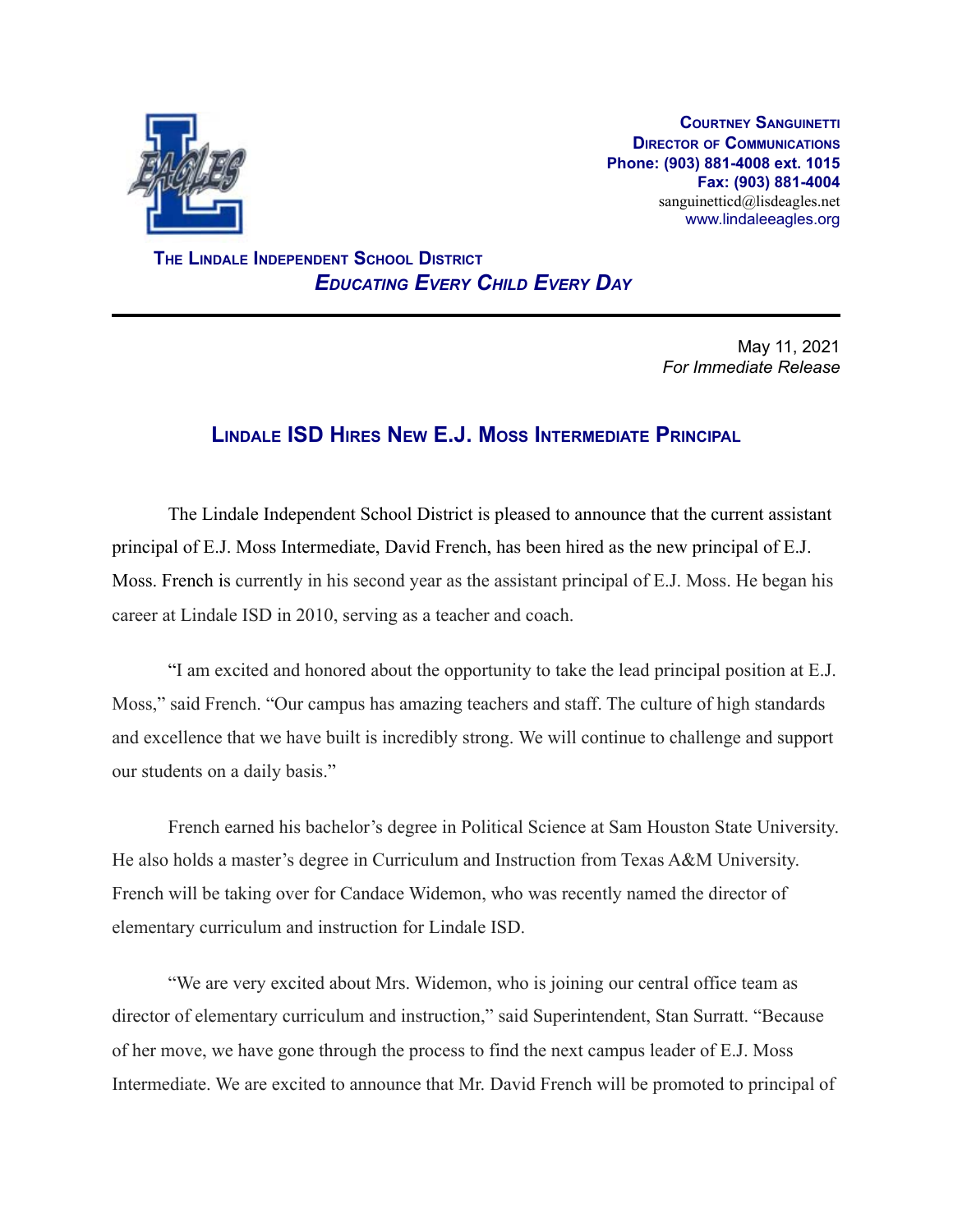**Courtney Sanguinetti**
**Director of Communications**
**Phone: (903) 881-4008 ext. 1015**
**Fax: (903) 881-4004**
sanguinetticd@lisdeagles.net
www.lindaleeagles.org

**The Lindale Independent School District**
***Educating Every Child Every Day***

---

May 11, 2021
*For Immediate Release*

## Lindale ISD Hires New E.J. Moss Intermediate Principal

The Lindale Independent School District is pleased to announce that the current assistant principal of E.J. Moss Intermediate, David French, has been hired as the new principal of E.J. Moss. French is currently in his second year as the assistant principal of E.J. Moss. He began his career at Lindale ISD in 2010, serving as a teacher and coach.

"I am excited and honored about the opportunity to take the lead principal position at E.J. Moss," said French. "Our campus has amazing teachers and staff. The culture of high standards and excellence that we have built is incredibly strong. We will continue to challenge and support our students on a daily basis."

French earned his bachelor's degree in Political Science at Sam Houston State University. He also holds a master's degree in Curriculum and Instruction from Texas A&M University. French will be taking over for Candace Widemon, who was recently named the director of elementary curriculum and instruction for Lindale ISD.

"We are very excited about Mrs. Widemon, who is joining our central office team as director of elementary curriculum and instruction," said Superintendent, Stan Surratt. "Because of her move, we have gone through the process to find the next campus leader of E.J. Moss Intermediate. We are excited to announce that Mr. David French will be promoted to principal of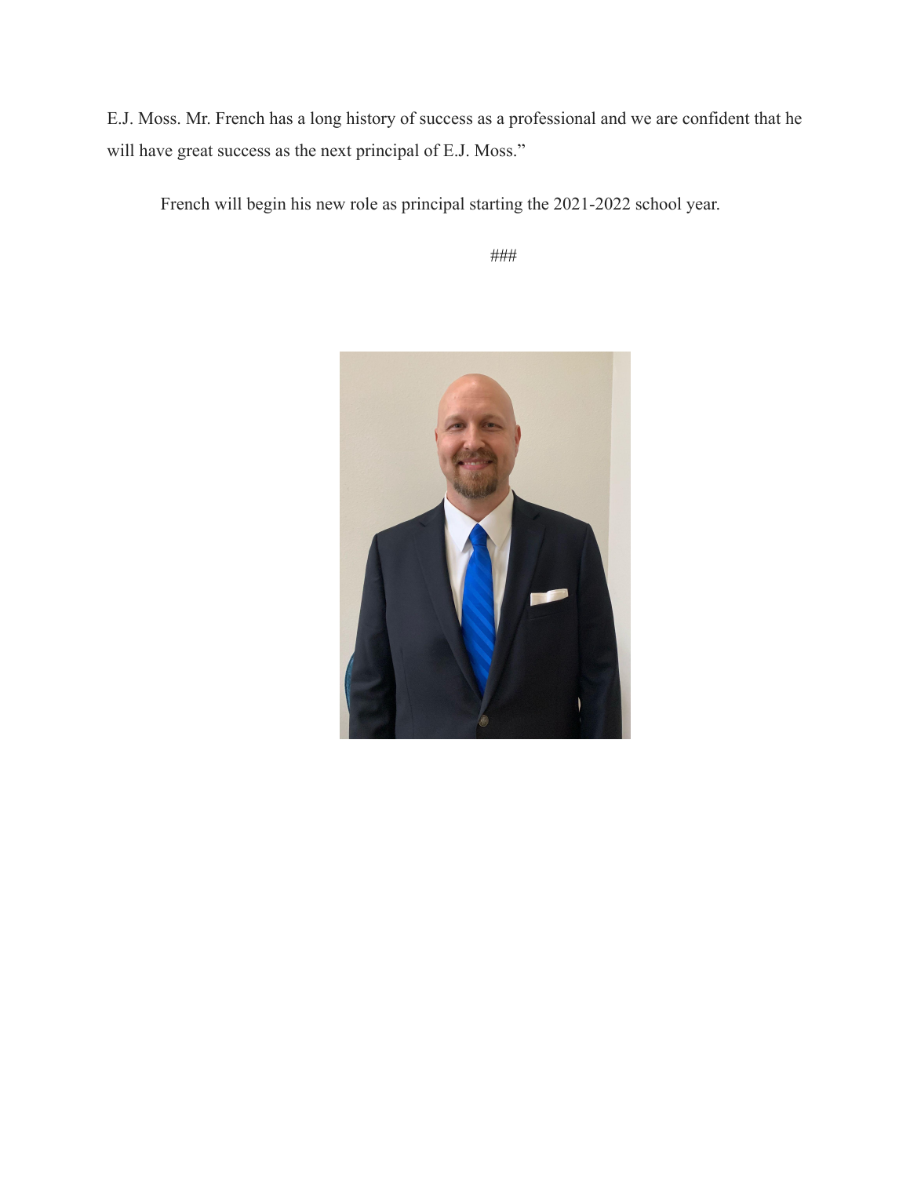E.J. Moss. Mr. French has a long history of success as a professional and we are confident that he will have great success as the next principal of E.J. Moss."

French will begin his new role as principal starting the 2021-2022 school year.

###